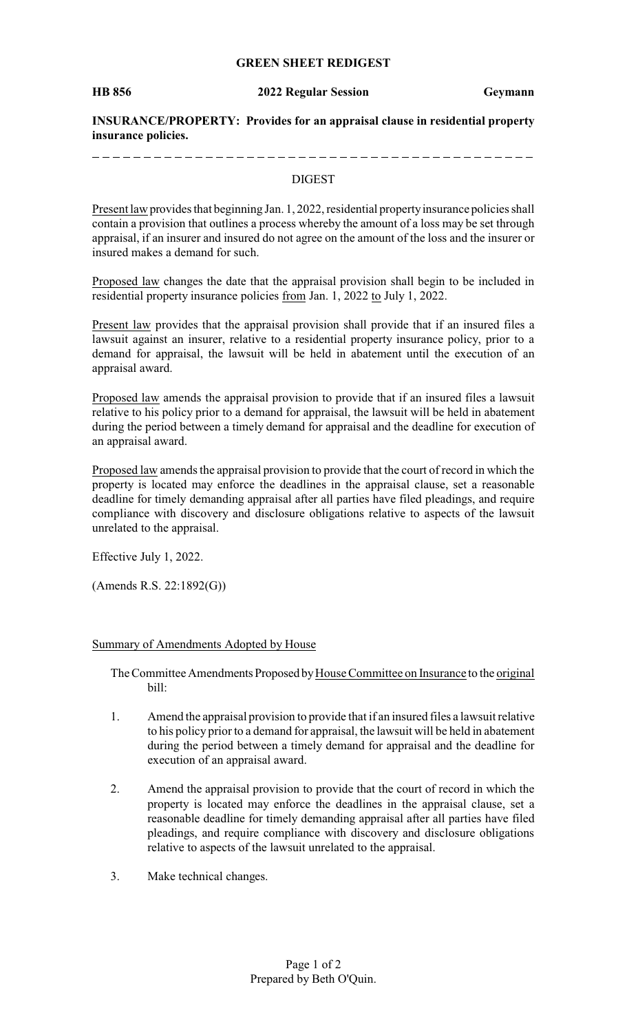**GREEN SHEET REDIGEST**

**HB 856** **2022 Regular Session** **Geymann**

**INSURANCE/PROPERTY: Provides for an appraisal clause in residential property insurance policies.**

---

DIGEST

Present law provides that beginning Jan. 1, 2022, residential property insurance policies shall contain a provision that outlines a process whereby the amount of a loss may be set through appraisal, if an insurer and insured do not agree on the amount of the loss and the insurer or insured makes a demand for such.

Proposed law changes the date that the appraisal provision shall begin to be included in residential property insurance policies from Jan. 1, 2022 to July 1, 2022.

Present law provides that the appraisal provision shall provide that if an insured files a lawsuit against an insurer, relative to a residential property insurance policy, prior to a demand for appraisal, the lawsuit will be held in abatement until the execution of an appraisal award.

Proposed law amends the appraisal provision to provide that if an insured files a lawsuit relative to his policy prior to a demand for appraisal, the lawsuit will be held in abatement during the period between a timely demand for appraisal and the deadline for execution of an appraisal award.

Proposed law amends the appraisal provision to provide that the court of record in which the property is located may enforce the deadlines in the appraisal clause, set a reasonable deadline for timely demanding appraisal after all parties have filed pleadings, and require compliance with discovery and disclosure obligations relative to aspects of the lawsuit unrelated to the appraisal.

Effective July 1, 2022.

(Amends R.S. 22:1892(G))

Summary of Amendments Adopted by House

The Committee Amendments Proposed by House Committee on Insurance to the original bill:

1. Amend the appraisal provision to provide that if an insured files a lawsuit relative to his policy prior to a demand for appraisal, the lawsuit will be held in abatement during the period between a timely demand for appraisal and the deadline for execution of an appraisal award.

2. Amend the appraisal provision to provide that the court of record in which the property is located may enforce the deadlines in the appraisal clause, set a reasonable deadline for timely demanding appraisal after all parties have filed pleadings, and require compliance with discovery and disclosure obligations relative to aspects of the lawsuit unrelated to the appraisal.

3. Make technical changes.

Prepared by Beth O'Quin.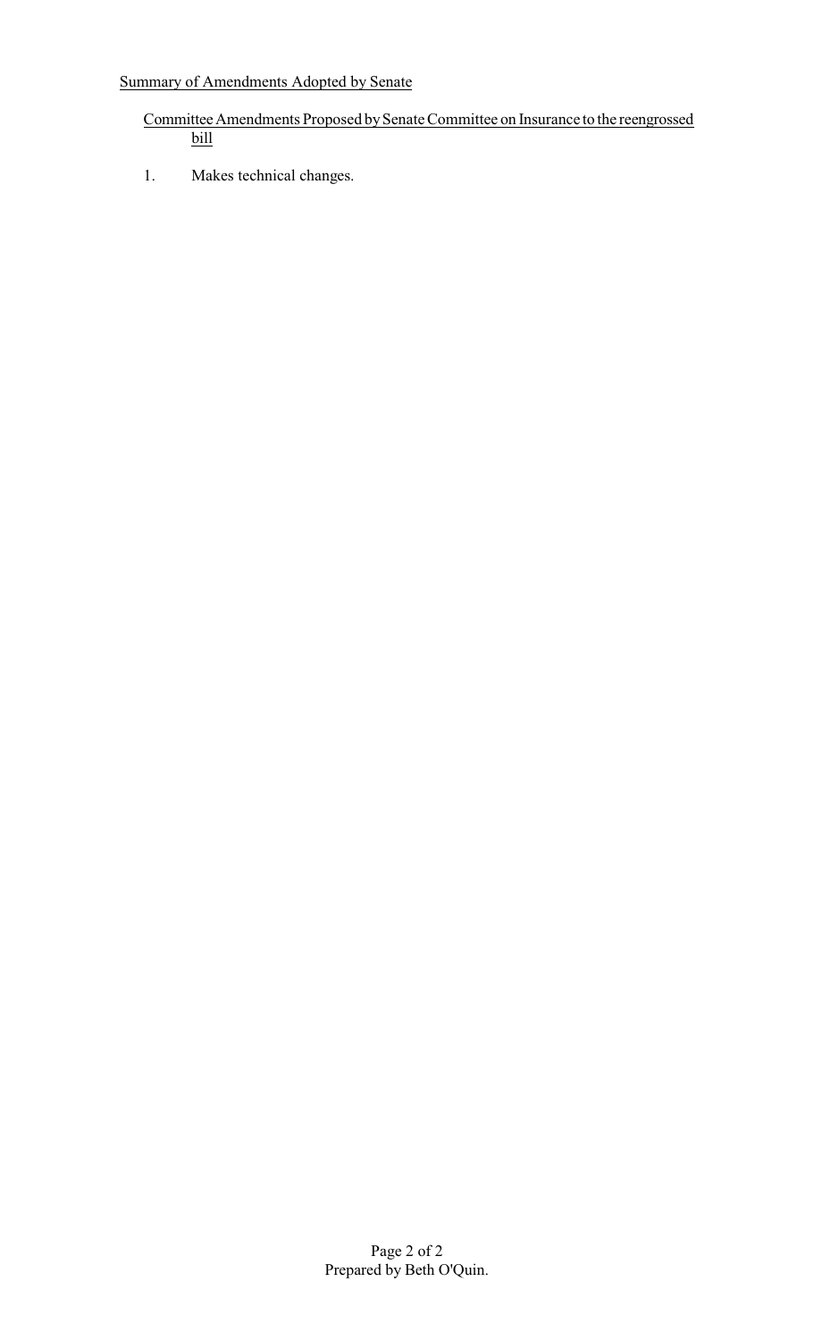Summary of Amendments Adopted by Senate

Committee Amendments Proposed by Senate Committee on Insurance to the reengrossed bill

1. Makes technical changes.

Prepared by Beth O'Quin.